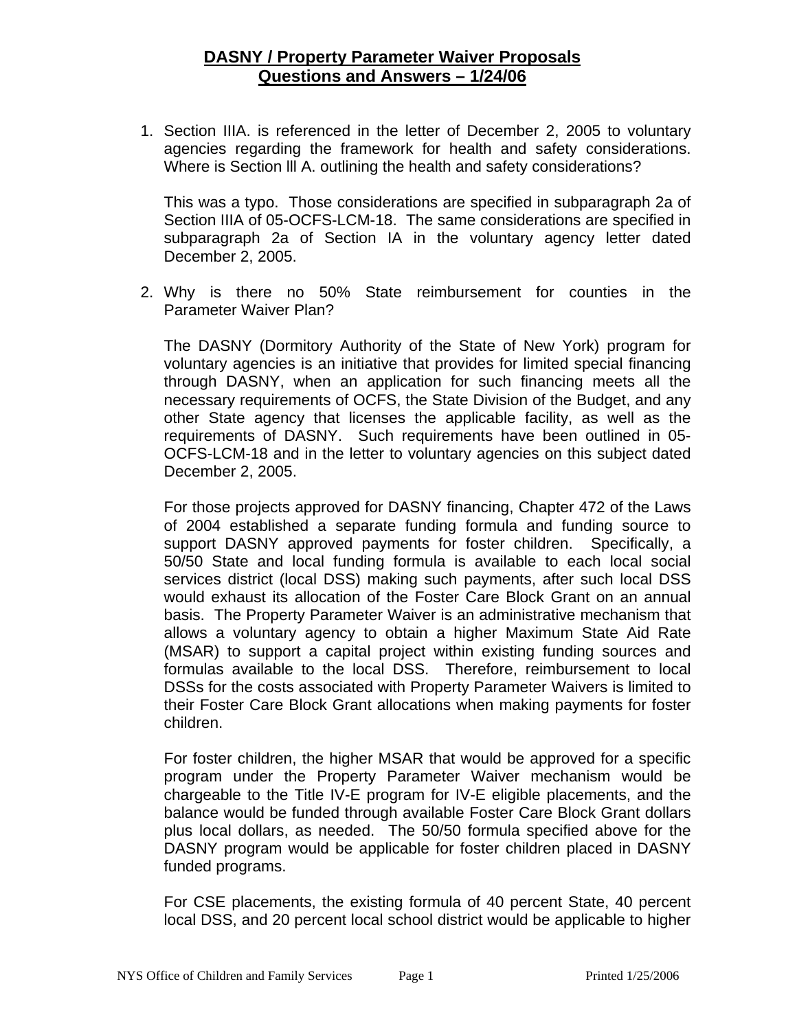**DASNY / Property Parameter Waiver Proposals**
**Questions and Answers – 1/24/06**

1. Section IIIA. is referenced in the letter of December 2, 2005 to voluntary agencies regarding the framework for health and safety considerations. Where is Section lll A. outlining the health and safety considerations?

   This was a typo. Those considerations are specified in subparagraph 2a of Section IIIA of 05-OCFS-LCM-18. The same considerations are specified in subparagraph 2a of Section IA in the voluntary agency letter dated December 2, 2005.

2. Why is there no 50% State reimbursement for counties in the Parameter Waiver Plan?

   The DASNY (Dormitory Authority of the State of New York) program for voluntary agencies is an initiative that provides for limited special financing through DASNY, when an application for such financing meets all the necessary requirements of OCFS, the State Division of the Budget, and any other State agency that licenses the applicable facility, as well as the requirements of DASNY. Such requirements have been outlined in 05-OCFS-LCM-18 and in the letter to voluntary agencies on this subject dated December 2, 2005.

   For those projects approved for DASNY financing, Chapter 472 of the Laws of 2004 established a separate funding formula and funding source to support DASNY approved payments for foster children. Specifically, a 50/50 State and local funding formula is available to each local social services district (local DSS) making such payments, after such local DSS would exhaust its allocation of the Foster Care Block Grant on an annual basis. The Property Parameter Waiver is an administrative mechanism that allows a voluntary agency to obtain a higher Maximum State Aid Rate (MSAR) to support a capital project within existing funding sources and formulas available to the local DSS. Therefore, reimbursement to local DSSs for the costs associated with Property Parameter Waivers is limited to their Foster Care Block Grant allocations when making payments for foster children.

   For foster children, the higher MSAR that would be approved for a specific program under the Property Parameter Waiver mechanism would be chargeable to the Title IV-E program for IV-E eligible placements, and the balance would be funded through available Foster Care Block Grant dollars plus local dollars, as needed. The 50/50 formula specified above for the DASNY program would be applicable for foster children placed in DASNY funded programs.

   For CSE placements, the existing formula of 40 percent State, 40 percent local DSS, and 20 percent local school district would be applicable to higher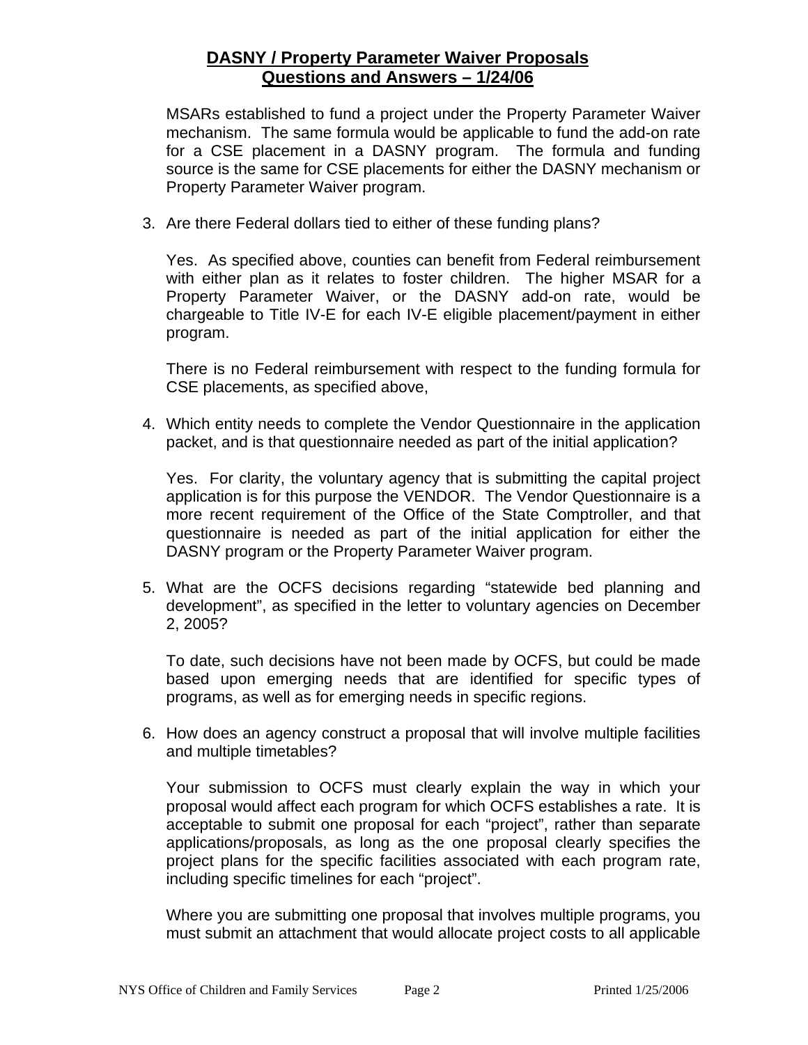MSARs established to fund a project under the Property Parameter Waiver mechanism. The same formula would be applicable to fund the add-on rate for a CSE placement in a DASNY program. The formula and funding source is the same for CSE placements for either the DASNY mechanism or Property Parameter Waiver program.

3. Are there Federal dollars tied to either of these funding plans?

   Yes. As specified above, counties can benefit from Federal reimbursement with either plan as it relates to foster children. The higher MSAR for a Property Parameter Waiver, or the DASNY add-on rate, would be chargeable to Title IV-E for each IV-E eligible placement/payment in either program.

   There is no Federal reimbursement with respect to the funding formula for CSE placements, as specified above,

4. Which entity needs to complete the Vendor Questionnaire in the application packet, and is that questionnaire needed as part of the initial application?

   Yes. For clarity, the voluntary agency that is submitting the capital project application is for this purpose the VENDOR. The Vendor Questionnaire is a more recent requirement of the Office of the State Comptroller, and that questionnaire is needed as part of the initial application for either the DASNY program or the Property Parameter Waiver program.

5. What are the OCFS decisions regarding "statewide bed planning and development", as specified in the letter to voluntary agencies on December 2, 2005?

   To date, such decisions have not been made by OCFS, but could be made based upon emerging needs that are identified for specific types of programs, as well as for emerging needs in specific regions.

6. How does an agency construct a proposal that will involve multiple facilities and multiple timetables?

   Your submission to OCFS must clearly explain the way in which your proposal would affect each program for which OCFS establishes a rate. It is acceptable to submit one proposal for each "project", rather than separate applications/proposals, as long as the one proposal clearly specifies the project plans for the specific facilities associated with each program rate, including specific timelines for each "project".

   Where you are submitting one proposal that involves multiple programs, you must submit an attachment that would allocate project costs to all applicable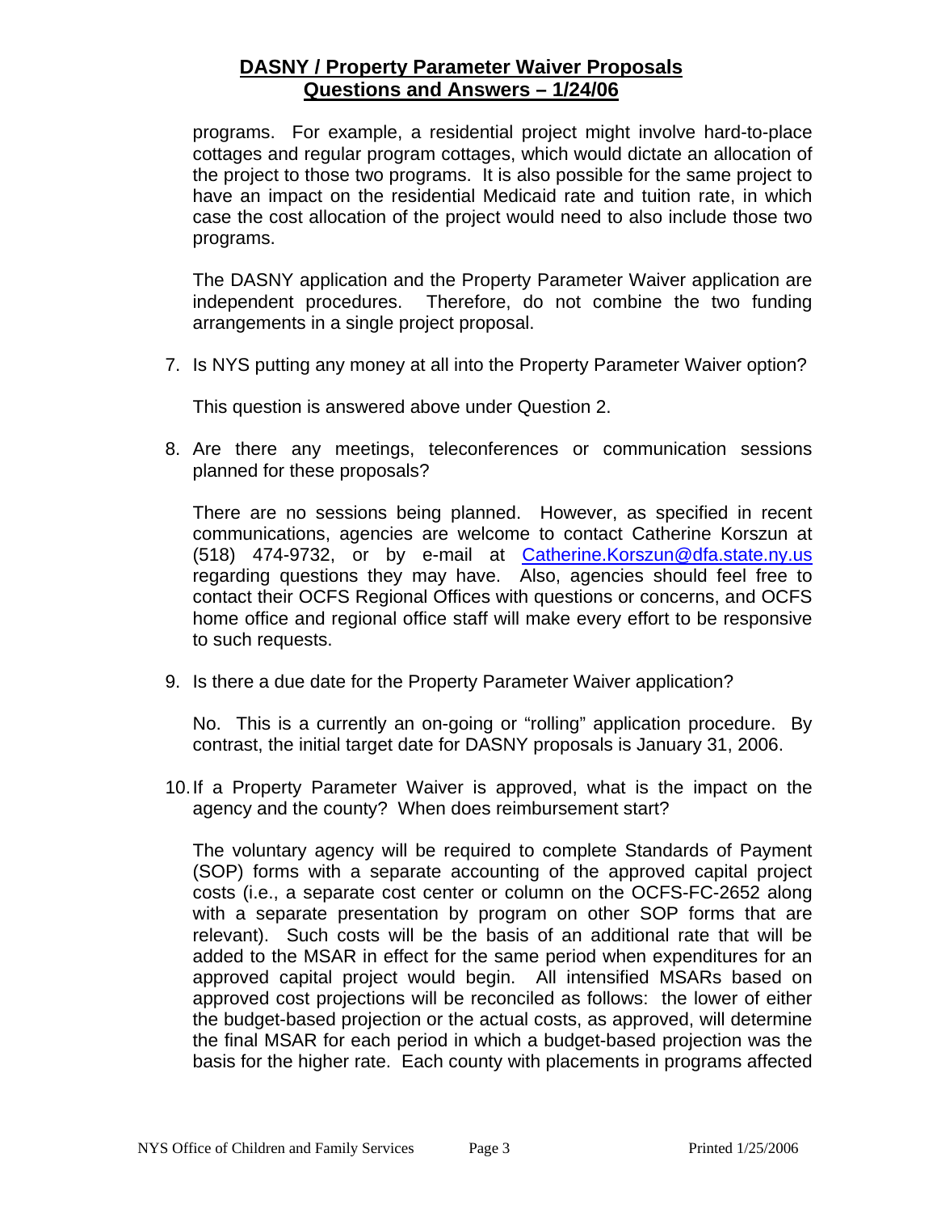programs. For example, a residential project might involve hard-to-place cottages and regular program cottages, which would dictate an allocation of the project to those two programs. It is also possible for the same project to have an impact on the residential Medicaid rate and tuition rate, in which case the cost allocation of the project would need to also include those two programs.

The DASNY application and the Property Parameter Waiver application are independent procedures. Therefore, do not combine the two funding arrangements in a single project proposal.

7. Is NYS putting any money at all into the Property Parameter Waiver option?

   This question is answered above under Question 2.

8. Are there any meetings, teleconferences or communication sessions planned for these proposals?

   There are no sessions being planned. However, as specified in recent communications, agencies are welcome to contact Catherine Korszun at (518) 474-9732, or by e-mail at Catherine.Korszun@dfa.state.ny.us regarding questions they may have. Also, agencies should feel free to contact their OCFS Regional Offices with questions or concerns, and OCFS home office and regional office staff will make every effort to be responsive to such requests.

9. Is there a due date for the Property Parameter Waiver application?

   No. This is a currently an on-going or "rolling" application procedure. By contrast, the initial target date for DASNY proposals is January 31, 2006.

10. If a Property Parameter Waiver is approved, what is the impact on the agency and the county? When does reimbursement start?

    The voluntary agency will be required to complete Standards of Payment (SOP) forms with a separate accounting of the approved capital project costs (i.e., a separate cost center or column on the OCFS-FC-2652 along with a separate presentation by program on other SOP forms that are relevant). Such costs will be the basis of an additional rate that will be added to the MSAR in effect for the same period when expenditures for an approved capital project would begin. All intensified MSARs based on approved cost projections will be reconciled as follows: the lower of either the budget-based projection or the actual costs, as approved, will determine the final MSAR for each period in which a budget-based projection was the basis for the higher rate. Each county with placements in programs affected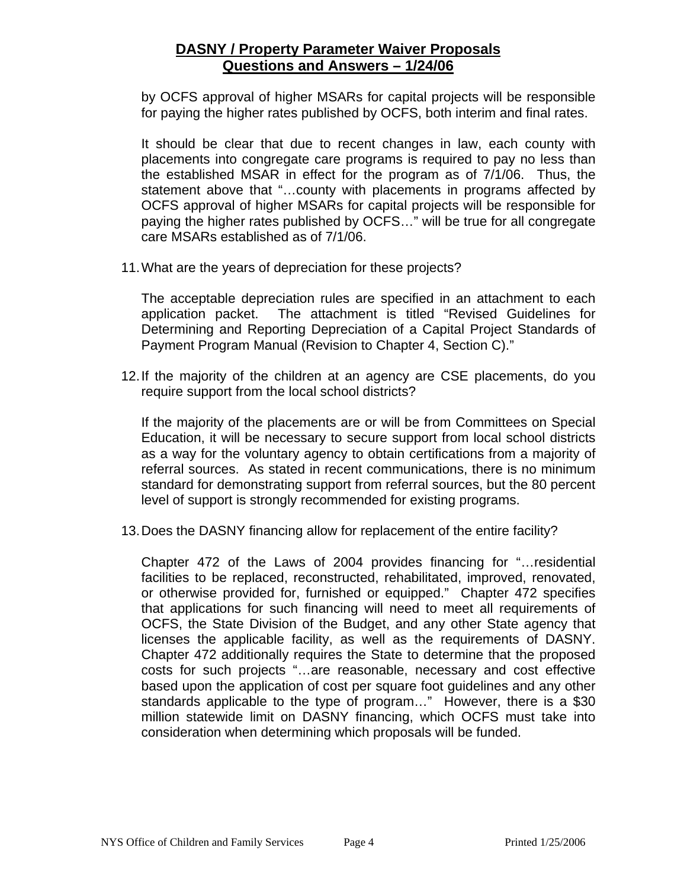by OCFS approval of higher MSARs for capital projects will be responsible for paying the higher rates published by OCFS, both interim and final rates.

It should be clear that due to recent changes in law, each county with placements into congregate care programs is required to pay no less than the established MSAR in effect for the program as of 7/1/06. Thus, the statement above that "…county with placements in programs affected by OCFS approval of higher MSARs for capital projects will be responsible for paying the higher rates published by OCFS…" will be true for all congregate care MSARs established as of 7/1/06.

11. What are the years of depreciation for these projects?

    The acceptable depreciation rules are specified in an attachment to each application packet. The attachment is titled "Revised Guidelines for Determining and Reporting Depreciation of a Capital Project Standards of Payment Program Manual (Revision to Chapter 4, Section C)."

12. If the majority of the children at an agency are CSE placements, do you require support from the local school districts?

    If the majority of the placements are or will be from Committees on Special Education, it will be necessary to secure support from local school districts as a way for the voluntary agency to obtain certifications from a majority of referral sources. As stated in recent communications, there is no minimum standard for demonstrating support from referral sources, but the 80 percent level of support is strongly recommended for existing programs.

13. Does the DASNY financing allow for replacement of the entire facility?

    Chapter 472 of the Laws of 2004 provides financing for "…residential facilities to be replaced, reconstructed, rehabilitated, improved, renovated, or otherwise provided for, furnished or equipped." Chapter 472 specifies that applications for such financing will need to meet all requirements of OCFS, the State Division of the Budget, and any other State agency that licenses the applicable facility, as well as the requirements of DASNY. Chapter 472 additionally requires the State to determine that the proposed costs for such projects "…are reasonable, necessary and cost effective based upon the application of cost per square foot guidelines and any other standards applicable to the type of program…" However, there is a $30 million statewide limit on DASNY financing, which OCFS must take into consideration when determining which proposals will be funded.